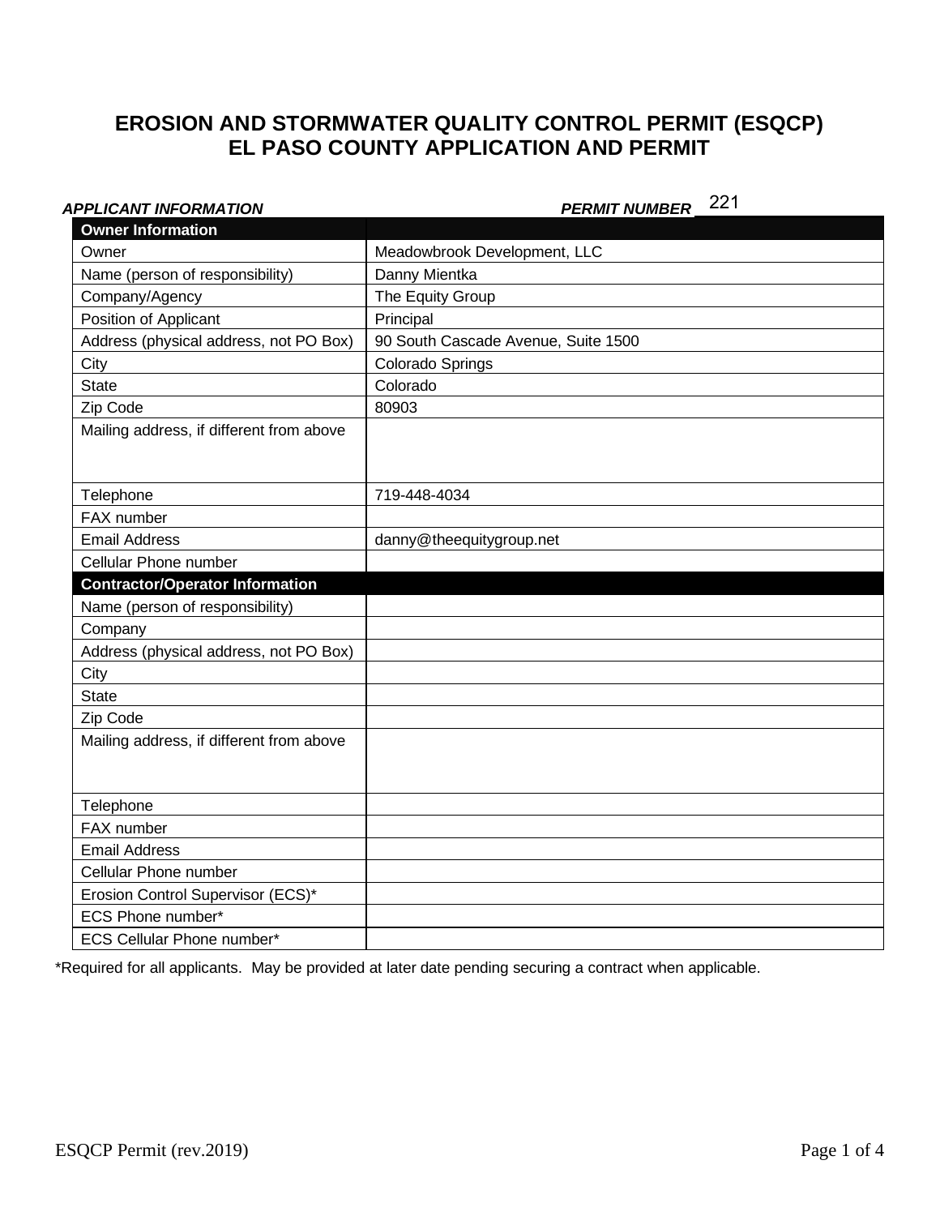# EROSION AND STORMWATER QUALITY CONTROL PERMIT (ESQCP)
# EL PASO COUNTY APPLICATION AND PERMIT

***APPLICANT INFORMATION*** ***PERMIT NUMBER*** 221

| **Owner Information** | |
|---|---|
| Owner | Meadowbrook Development, LLC |
| Name (person of responsibility) | Danny Mientka |
| Company/Agency | The Equity Group |
| Position of Applicant | Principal |
| Address (physical address, not PO Box) | 90 South Cascade Avenue, Suite 1500 |
| City | Colorado Springs |
| State | Colorado |
| Zip Code | 80903 |
| Mailing address, if different from above | |
| Telephone | 719-448-4034 |
| FAX number | |
| Email Address | danny@theequitygroup.net |
| Cellular Phone number | |
| **Contractor/Operator Information** | |
| Name (person of responsibility) | |
| Company | |
| Address (physical address, not PO Box) | |
| City | |
| State | |
| Zip Code | |
| Mailing address, if different from above | |
| Telephone | |
| FAX number | |
| Email Address | |
| Cellular Phone number | |
| Erosion Control Supervisor (ECS)* | |
| ECS Phone number* | |
| ECS Cellular Phone number* | |

*Required for all applicants. May be provided at later date pending securing a contract when applicable.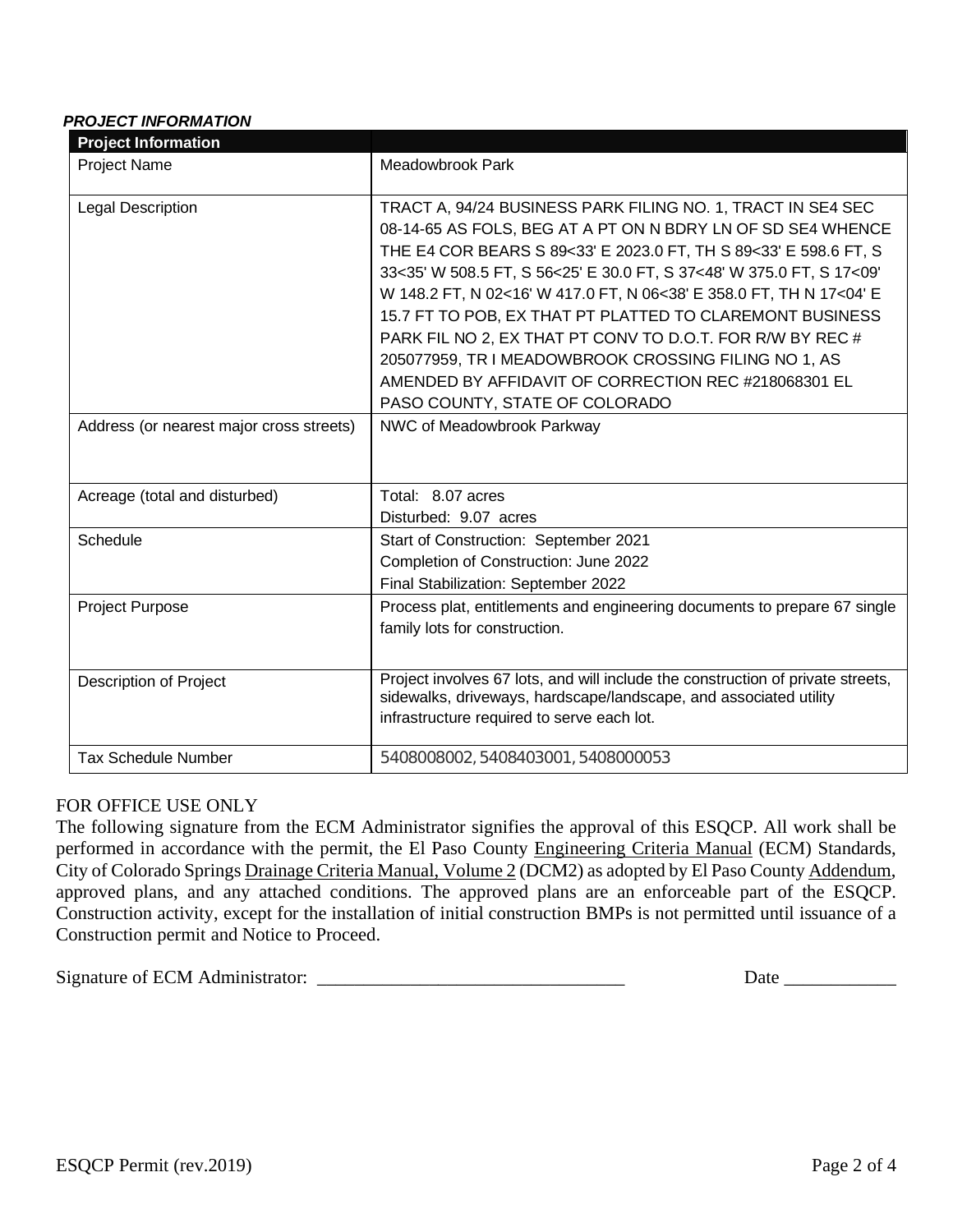***PROJECT INFORMATION***

| Project Information | |
|---|---|
| Project Name | Meadowbrook Park |
| Legal Description | TRACT A, 94/24 BUSINESS PARK FILING NO. 1, TRACT IN SE4 SEC 08-14-65 AS FOLS, BEG AT A PT ON N BDRY LN OF SD SE4 WHENCE THE E4 COR BEARS S 89<33' E 2023.0 FT, TH S 89<33' E 598.6 FT, S 33<35' W 508.5 FT, S 56<25' E 30.0 FT, S 37<48' W 375.0 FT, S 17<09' W 148.2 FT, N 02<16' W 417.0 FT, N 06<38' E 358.0 FT, TH N 17<04' E 15.7 FT TO POB, EX THAT PT PLATTED TO CLAREMONT BUSINESS PARK FIL NO 2, EX THAT PT CONV TO D.O.T. FOR R/W BY REC # 205077959, TR I MEADOWBROOK CROSSING FILING NO 1, AS AMENDED BY AFFIDAVIT OF CORRECTION REC #218068301 EL PASO COUNTY, STATE OF COLORADO |
| Address (or nearest major cross streets) | NWC of Meadowbrook Parkway |
| Acreage (total and disturbed) | Total: 8.07 acres<br>Disturbed: 9.07 acres |
| Schedule | Start of Construction: September 2021<br>Completion of Construction: June 2022<br>Final Stabilization: September 2022 |
| Project Purpose | Process plat, entitlements and engineering documents to prepare 67 single family lots for construction. |
| Description of Project | Project involves 67 lots, and will include the construction of private streets, sidewalks, driveways, hardscape/landscape, and associated utility infrastructure required to serve each lot. |
| Tax Schedule Number | 5408008002, 5408403001, 5408000053 |

FOR OFFICE USE ONLY

The following signature from the ECM Administrator signifies the approval of this ESQCP. All work shall be performed in accordance with the permit, the El Paso County Engineering Criteria Manual (ECM) Standards, City of Colorado Springs Drainage Criteria Manual, Volume 2 (DCM2) as adopted by El Paso County Addendum, approved plans, and any attached conditions. The approved plans are an enforceable part of the ESQCP. Construction activity, except for the installation of initial construction BMPs is not permitted until issuance of a Construction permit and Notice to Proceed.

Signature of ECM Administrator: ________________________________ Date ____________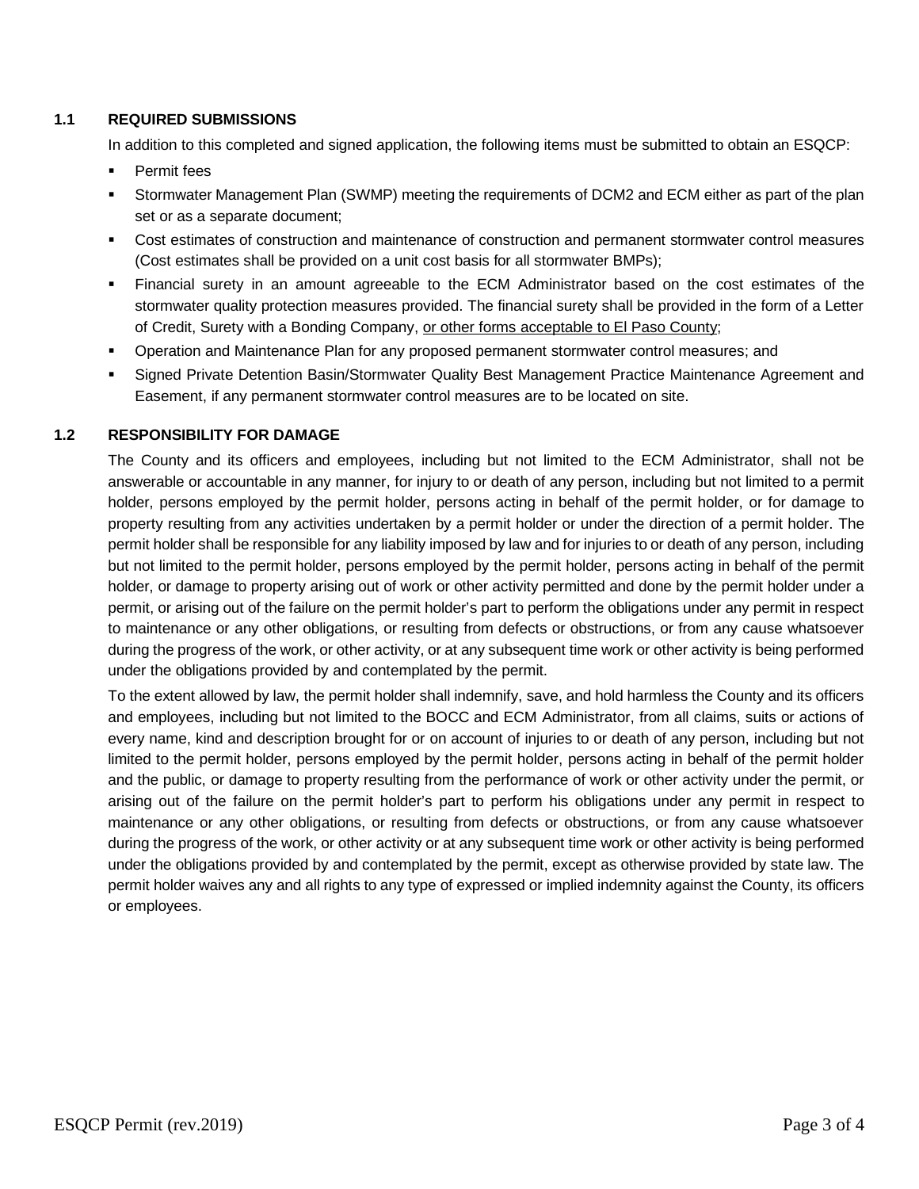### 1.1 REQUIRED SUBMISSIONS

In addition to this completed and signed application, the following items must be submitted to obtain an ESQCP:

- Permit fees
- Stormwater Management Plan (SWMP) meeting the requirements of DCM2 and ECM either as part of the plan set or as a separate document;
- Cost estimates of construction and maintenance of construction and permanent stormwater control measures (Cost estimates shall be provided on a unit cost basis for all stormwater BMPs);
- Financial surety in an amount agreeable to the ECM Administrator based on the cost estimates of the stormwater quality protection measures provided. The financial surety shall be provided in the form of a Letter of Credit, Surety with a Bonding Company, <u>or other forms acceptable to El Paso County</u>;
- Operation and Maintenance Plan for any proposed permanent stormwater control measures; and
- Signed Private Detention Basin/Stormwater Quality Best Management Practice Maintenance Agreement and Easement, if any permanent stormwater control measures are to be located on site.

### 1.2 RESPONSIBILITY FOR DAMAGE

The County and its officers and employees, including but not limited to the ECM Administrator, shall not be answerable or accountable in any manner, for injury to or death of any person, including but not limited to a permit holder, persons employed by the permit holder, persons acting in behalf of the permit holder, or for damage to property resulting from any activities undertaken by a permit holder or under the direction of a permit holder. The permit holder shall be responsible for any liability imposed by law and for injuries to or death of any person, including but not limited to the permit holder, persons employed by the permit holder, persons acting in behalf of the permit holder, or damage to property arising out of work or other activity permitted and done by the permit holder under a permit, or arising out of the failure on the permit holder's part to perform the obligations under any permit in respect to maintenance or any other obligations, or resulting from defects or obstructions, or from any cause whatsoever during the progress of the work, or other activity, or at any subsequent time work or other activity is being performed under the obligations provided by and contemplated by the permit.

To the extent allowed by law, the permit holder shall indemnify, save, and hold harmless the County and its officers and employees, including but not limited to the BOCC and ECM Administrator, from all claims, suits or actions of every name, kind and description brought for or on account of injuries to or death of any person, including but not limited to the permit holder, persons employed by the permit holder, persons acting in behalf of the permit holder and the public, or damage to property resulting from the performance of work or other activity under the permit, or arising out of the failure on the permit holder's part to perform his obligations under any permit in respect to maintenance or any other obligations, or resulting from defects or obstructions, or from any cause whatsoever during the progress of the work, or other activity or at any subsequent time work or other activity is being performed under the obligations provided by and contemplated by the permit, except as otherwise provided by state law. The permit holder waives any and all rights to any type of expressed or implied indemnity against the County, its officers or employees.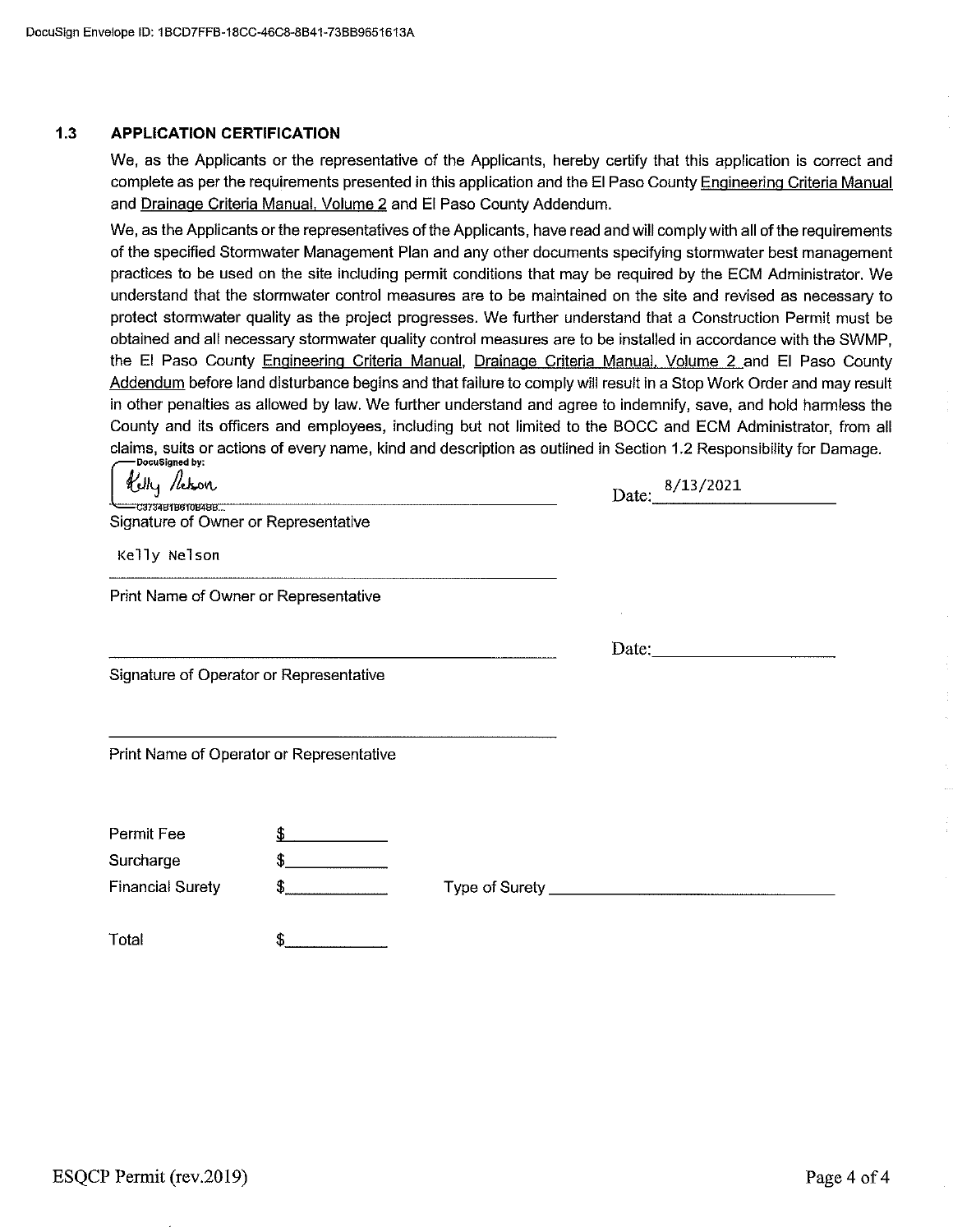### 1.3 APPLICATION CERTIFICATION

We, as the Applicants or the representative of the Applicants, hereby certify that this application is correct and complete as per the requirements presented in this application and the El Paso County Engineering Criteria Manual and Drainage Criteria Manual, Volume 2 and El Paso County Addendum.

We, as the Applicants or the representatives of the Applicants, have read and will comply with all of the requirements of the specified Stormwater Management Plan and any other documents specifying stormwater best management practices to be used on the site including permit conditions that may be required by the ECM Administrator. We understand that the stormwater control measures are to be maintained on the site and revised as necessary to protect stormwater quality as the project progresses. We further understand that a Construction Permit must be obtained and all necessary stormwater quality control measures are to be installed in accordance with the SWMP, the El Paso County Engineering Criteria Manual, Drainage Criteria Manual, Volume 2 and El Paso County Addendum before land disturbance begins and that failure to comply will result in a Stop Work Order and may result in other penalties as allowed by law. We further understand and agree to indemnify, save, and hold harmless the County and its officers and employees, including but not limited to the BOCC and ECM Administrator, from all claims, suits or actions of every name, kind and description as outlined in Section 1.2 Responsibility for Damage.

DocuSigned by: Kelly Nelson
C3734B1B610B4BB...

Signature of Owner or Representative — Date: 8/13/2021

Kelly Nelson

Print Name of Owner or Representative

______________________ Date: __________

Signature of Operator or Representative

______________________

Print Name of Operator or Representative

Permit Fee $__________

Surcharge $__________

Financial Surety $__________ Type of Surety __________

Total $__________